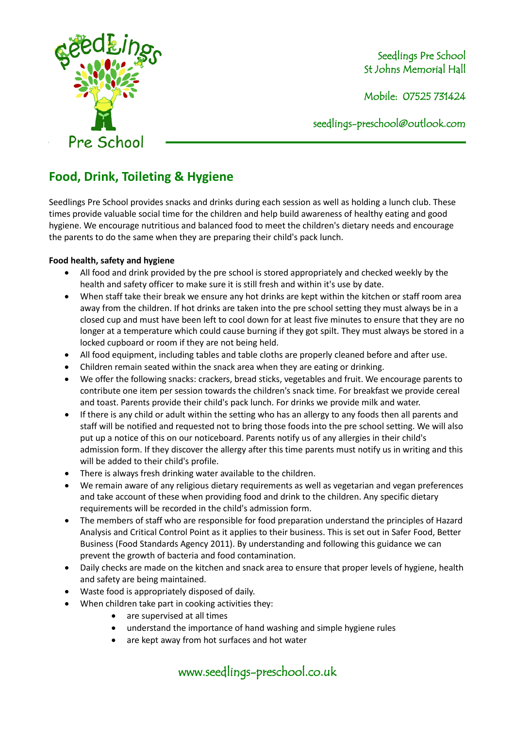Seedlings Pre School
St Johns Memorial Hall

Mobile: 07525 731424

seedlings-preschool@outlook.com

## Food, Drink, Toileting & Hygiene

Seedlings Pre School provides snacks and drinks during each session as well as holding a lunch club. These times provide valuable social time for the children and help build awareness of healthy eating and good hygiene. We encourage nutritious and balanced food to meet the children's dietary needs and encourage the parents to do the same when they are preparing their child's pack lunch.

**Food health, safety and hygiene**

- All food and drink provided by the pre school is stored appropriately and checked weekly by the health and safety officer to make sure it is still fresh and within it's use by date.
- When staff take their break we ensure any hot drinks are kept within the kitchen or staff room area away from the children. If hot drinks are taken into the pre school setting they must always be in a closed cup and must have been left to cool down for at least five minutes to ensure that they are no longer at a temperature which could cause burning if they got spilt. They must always be stored in a locked cupboard or room if they are not being held.
- All food equipment, including tables and table cloths are properly cleaned before and after use.
- Children remain seated within the snack area when they are eating or drinking.
- We offer the following snacks: crackers, bread sticks, vegetables and fruit. We encourage parents to contribute one item per session towards the children's snack time. For breakfast we provide cereal and toast. Parents provide their child's pack lunch. For drinks we provide milk and water.
- If there is any child or adult within the setting who has an allergy to any foods then all parents and staff will be notified and requested not to bring those foods into the pre school setting. We will also put up a notice of this on our noticeboard. Parents notify us of any allergies in their child's admission form. If they discover the allergy after this time parents must notify us in writing and this will be added to their child's profile.
- There is always fresh drinking water available to the children.
- We remain aware of any religious dietary requirements as well as vegetarian and vegan preferences and take account of these when providing food and drink to the children. Any specific dietary requirements will be recorded in the child's admission form.
- The members of staff who are responsible for food preparation understand the principles of Hazard Analysis and Critical Control Point as it applies to their business. This is set out in Safer Food, Better Business (Food Standards Agency 2011). By understanding and following this guidance we can prevent the growth of bacteria and food contamination.
- Daily checks are made on the kitchen and snack area to ensure that proper levels of hygiene, health and safety are being maintained.
- Waste food is appropriately disposed of daily.
- When children take part in cooking activities they:
    - are supervised at all times
    - understand the importance of hand washing and simple hygiene rules
    - are kept away from hot surfaces and hot water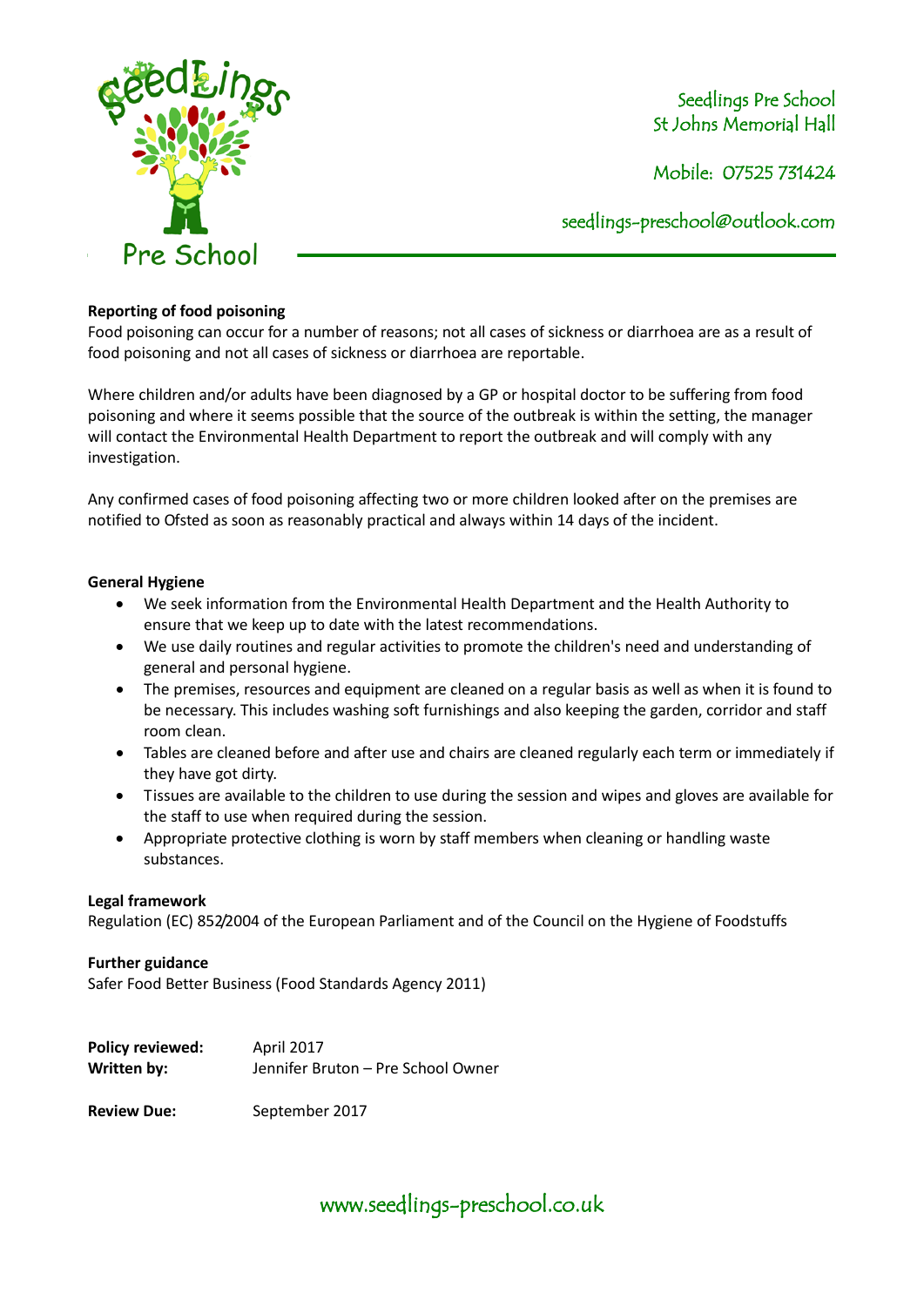Seedlings Pre School
St Johns Memorial Hall

Mobile: 07525 731424

seedlings-preschool@outlook.com

**Reporting of food poisoning**

Food poisoning can occur for a number of reasons; not all cases of sickness or diarrhoea are as a result of food poisoning and not all cases of sickness or diarrhoea are reportable.

Where children and/or adults have been diagnosed by a GP or hospital doctor to be suffering from food poisoning and where it seems possible that the source of the outbreak is within the setting, the manager will contact the Environmental Health Department to report the outbreak and will comply with any investigation.

Any confirmed cases of food poisoning affecting two or more children looked after on the premises are notified to Ofsted as soon as reasonably practical and always within 14 days of the incident.

**General Hygiene**

- We seek information from the Environmental Health Department and the Health Authority to ensure that we keep up to date with the latest recommendations.
- We use daily routines and regular activities to promote the children's need and understanding of general and personal hygiene.
- The premises, resources and equipment are cleaned on a regular basis as well as when it is found to be necessary. This includes washing soft furnishings and also keeping the garden, corridor and staff room clean.
- Tables are cleaned before and after use and chairs are cleaned regularly each term or immediately if they have got dirty.
- Tissues are available to the children to use during the session and wipes and gloves are available for the staff to use when required during the session.
- Appropriate protective clothing is worn by staff members when cleaning or handling waste substances.

**Legal framework**

Regulation (EC) 852/2004 of the European Parliament and of the Council on the Hygiene of Foodstuffs

**Further guidance**

Safer Food Better Business (Food Standards Agency 2011)

**Policy reviewed:** April 2017
**Written by:** Jennifer Bruton – Pre School Owner

**Review Due:** September 2017

www.seedlings-preschool.co.uk